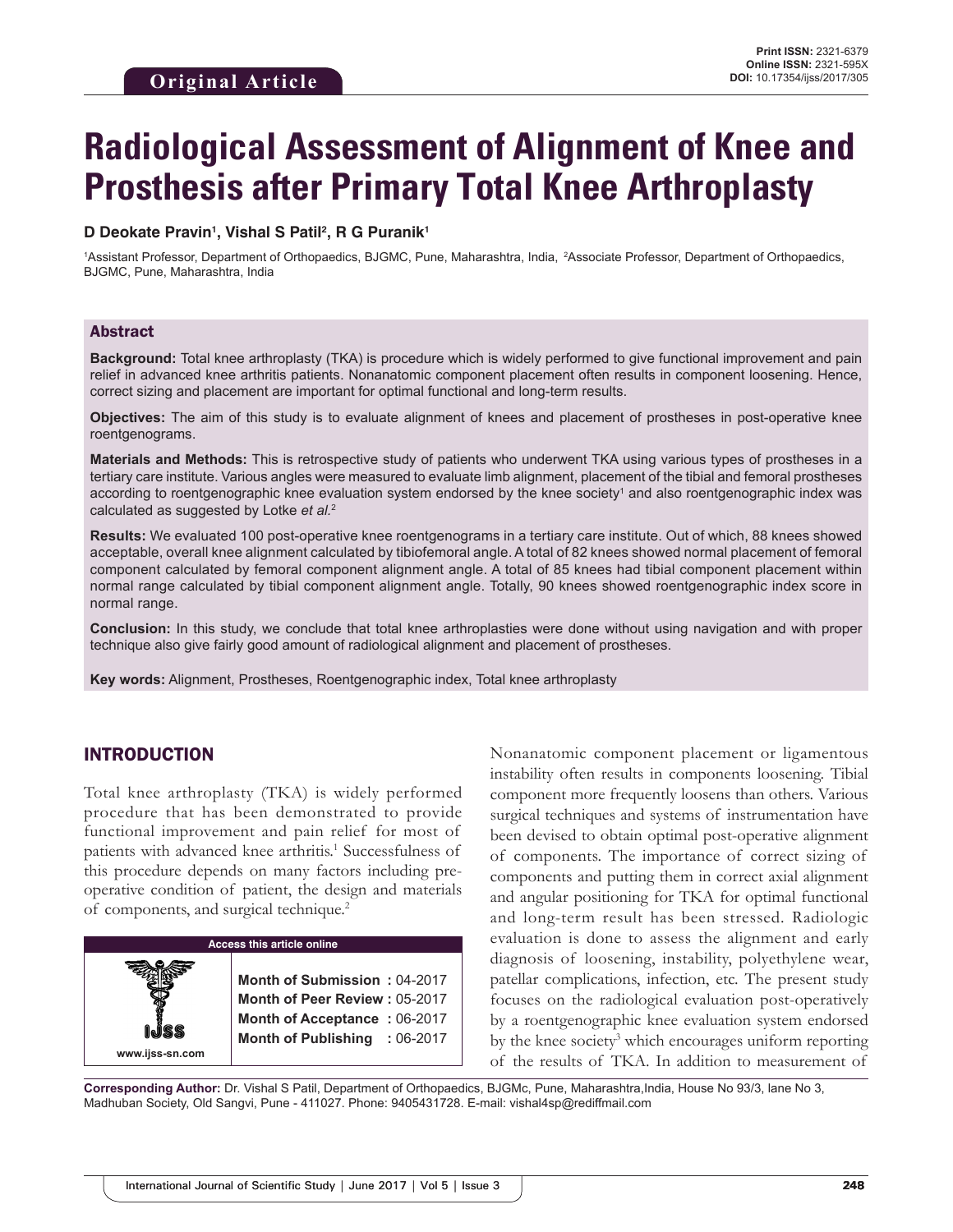Original Article

Print ISSN: 2321-6379
Online ISSN: 2321-595X
DOI: 10.17354/ijss/2017/305

# Radiological Assessment of Alignment of Knee and Prosthesis after Primary Total Knee Arthroplasty

**D Deokate Pravin[1], Vishal S Patil[2], R G Puranik[1]**

[1]Assistant Professor, Department of Orthopaedics, BJGMC, Pune, Maharashtra, India, [2]Associate Professor, Department of Orthopaedics, BJGMC, Pune, Maharashtra, India

## Abstract

**Background:** Total knee arthroplasty (TKA) is procedure which is widely performed to give functional improvement and pain relief in advanced knee arthritis patients. Nonanatomic component placement often results in component loosening. Hence, correct sizing and placement are important for optimal functional and long-term results.

**Objectives:** The aim of this study is to evaluate alignment of knees and placement of prostheses in post-operative knee roentgenograms.

**Materials and Methods:** This is retrospective study of patients who underwent TKA using various types of prostheses in a tertiary care institute. Various angles were measured to evaluate limb alignment, placement of the tibial and femoral prostheses according to roentgenographic knee evaluation system endorsed by the knee society[1] and also roentgenographic index was calculated as suggested by Lotke *et al.*[2]

**Results:** We evaluated 100 post-operative knee roentgenograms in a tertiary care institute. Out of which, 88 knees showed acceptable, overall knee alignment calculated by tibiofemoral angle. A total of 82 knees showed normal placement of femoral component calculated by femoral component alignment angle. A total of 85 knees had tibial component placement within normal range calculated by tibial component alignment angle. Totally, 90 knees showed roentgenographic index score in normal range.

**Conclusion:** In this study, we conclude that total knee arthroplasties were done without using navigation and with proper technique also give fairly good amount of radiological alignment and placement of prostheses.

**Key words:** Alignment, Prostheses, Roentgenographic index, Total knee arthroplasty

## INTRODUCTION

Total knee arthroplasty (TKA) is widely performed procedure that has been demonstrated to provide functional improvement and pain relief for most of patients with advanced knee arthritis.[1] Successfulness of this procedure depends on many factors including pre-operative condition of patient, the design and materials of components, and surgical technique.[2]

| Access this article online | |
|---|---|
| IJSS www.ijss-sn.com | **Month of Submission :** 04-2017<br>**Month of Peer Review :** 05-2017<br>**Month of Acceptance :** 06-2017<br>**Month of Publishing :** 06-2017 |

Nonanatomic component placement or ligamentous instability often results in components loosening. Tibial component more frequently loosens than others. Various surgical techniques and systems of instrumentation have been devised to obtain optimal post-operative alignment of components. The importance of correct sizing of components and putting them in correct axial alignment and angular positioning for TKA for optimal functional and long-term result has been stressed. Radiologic evaluation is done to assess the alignment and early diagnosis of loosening, instability, polyethylene wear, patellar complications, infection, etc. The present study focuses on the radiological evaluation post-operatively by a roentgenographic knee evaluation system endorsed by the knee society[3] which encourages uniform reporting of the results of TKA. In addition to measurement of

**Corresponding Author:** Dr. Vishal S Patil, Department of Orthopaedics, BJGMc, Pune, Maharashtra,India, House No 93/3, lane No 3, Madhuban Society, Old Sangvi, Pune - 411027. Phone: 9405431728. E-mail: vishal4sp@rediffmail.com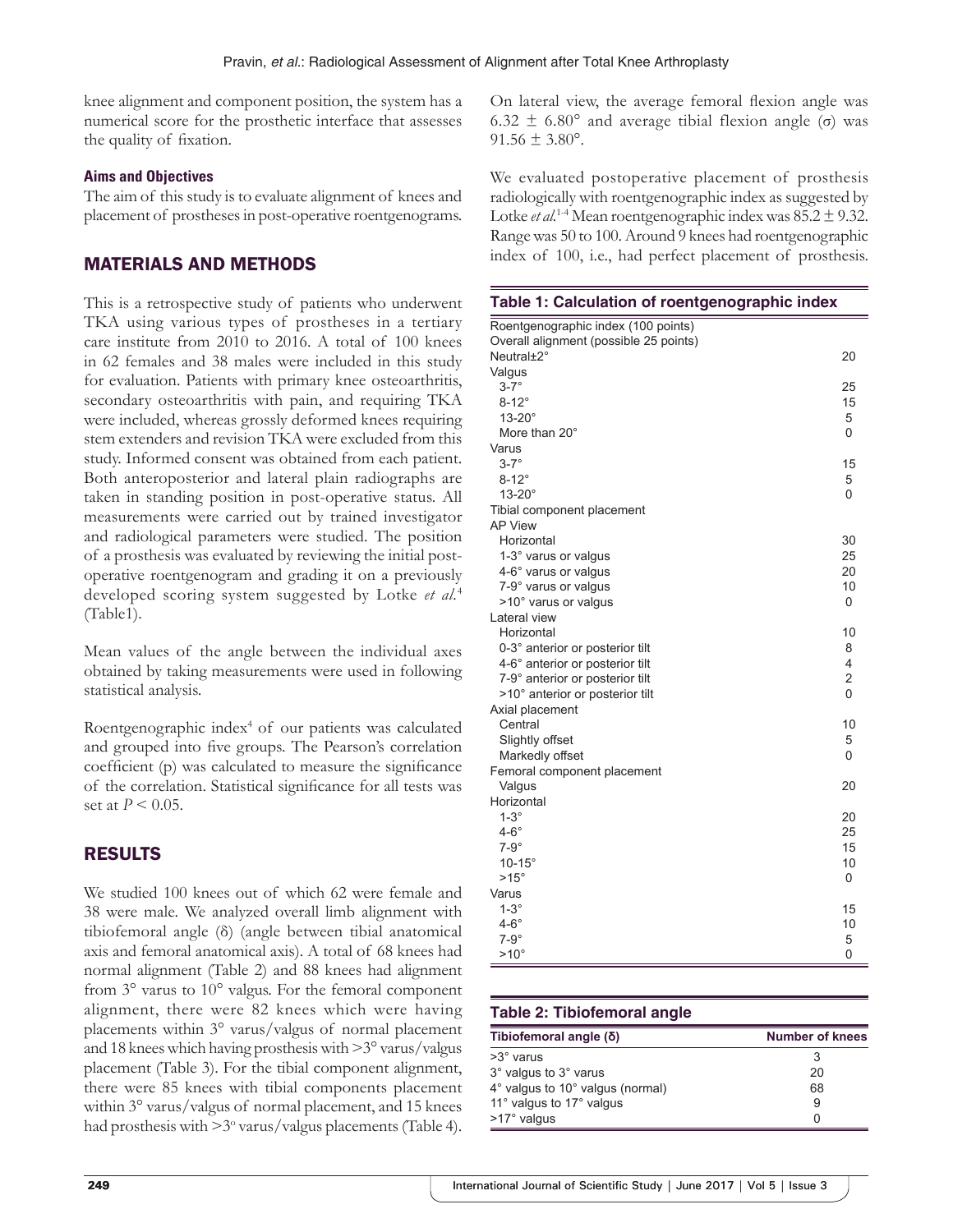knee alignment and component position, the system has a numerical score for the prosthetic interface that assesses the quality of fixation.

### Aims and Objectives

The aim of this study is to evaluate alignment of knees and placement of prostheses in post-operative roentgenograms.

## MATERIALS AND METHODS

This is a retrospective study of patients who underwent TKA using various types of prostheses in a tertiary care institute from 2010 to 2016. A total of 100 knees in 62 females and 38 males were included in this study for evaluation. Patients with primary knee osteoarthritis, secondary osteoarthritis with pain, and requiring TKA were included, whereas grossly deformed knees requiring stem extenders and revision TKA were excluded from this study. Informed consent was obtained from each patient. Both anteroposterior and lateral plain radiographs are taken in standing position in post-operative status. All measurements were carried out by trained investigator and radiological parameters were studied. The position of a prosthesis was evaluated by reviewing the initial post-operative roentgenogram and grading it on a previously developed scoring system suggested by Lotke *et al.*[4] (Table1).

Mean values of the angle between the individual axes obtained by taking measurements were used in following statistical analysis.

Roentgenographic index[4] of our patients was calculated and grouped into five groups. The Pearson's correlation coefficient (p) was calculated to measure the significance of the correlation. Statistical significance for all tests was set at $P < 0.05$.

## RESULTS

We studied 100 knees out of which 62 were female and 38 were male. We analyzed overall limb alignment with tibiofemoral angle (δ) (angle between tibial anatomical axis and femoral anatomical axis). A total of 68 knees had normal alignment (Table 2) and 88 knees had alignment from 3° varus to 10° valgus. For the femoral component alignment, there were 82 knees which were having placements within 3° varus/valgus of normal placement and 18 knees which having prosthesis with >3° varus/valgus placement (Table 3). For the tibial component alignment, there were 85 knees with tibial components placement within 3° varus/valgus of normal placement, and 15 knees had prosthesis with >3° varus/valgus placements (Table 4).

On lateral view, the average femoral flexion angle was $6.32 \pm 6.80°$ and average tibial flexion angle (σ) was $91.56 \pm 3.80°$.

We evaluated postoperative placement of prosthesis radiologically with roentgenographic index as suggested by Lotke *et al.*[1-4] Mean roentgenographic index was $85.2 \pm 9.32$. Range was 50 to 100. Around 9 knees had roentgenographic index of 100, i.e., had perfect placement of prosthesis.

**Table 1: Calculation of roentgenographic index**

| | |
|---|---|
| Roentgenographic index (100 points) | |
| Overall alignment (possible 25 points) | |
| Neutral±2° | 20 |
| Valgus | |
| 3-7° | 25 |
| 8-12° | 15 |
| 13-20° | 5 |
| More than 20° | 0 |
| Varus | |
| 3-7° | 15 |
| 8-12° | 5 |
| 13-20° | 0 |
| Tibial component placement | |
| AP View | |
| Horizontal | 30 |
| 1-3° varus or valgus | 25 |
| 4-6° varus or valgus | 20 |
| 7-9° varus or valgus | 10 |
| >10° varus or valgus | 0 |
| Lateral view | |
| Horizontal | 10 |
| 0-3° anterior or posterior tilt | 8 |
| 4-6° anterior or posterior tilt | 4 |
| 7-9° anterior or posterior tilt | 2 |
| >10° anterior or posterior tilt | 0 |
| Axial placement | |
| Central | 10 |
| Slightly offset | 5 |
| Markedly offset | 0 |
| Femoral component placement | |
| Valgus | 20 |
| Horizontal | |
| 1-3° | 20 |
| 4-6° | 25 |
| 7-9° | 15 |
| 10-15° | 10 |
| >15° | 0 |
| Varus | |
| 1-3° | 15 |
| 4-6° | 10 |
| 7-9° | 5 |
| >10° | 0 |

**Table 2: Tibiofemoral angle**

| Tibiofemoral angle (δ) | Number of knees |
|---|---|
| >3° varus | 3 |
| 3° valgus to 3° varus | 20 |
| 4° valgus to 10° valgus (normal) | 68 |
| 11° valgus to 17° valgus | 9 |
| >17° valgus | 0 |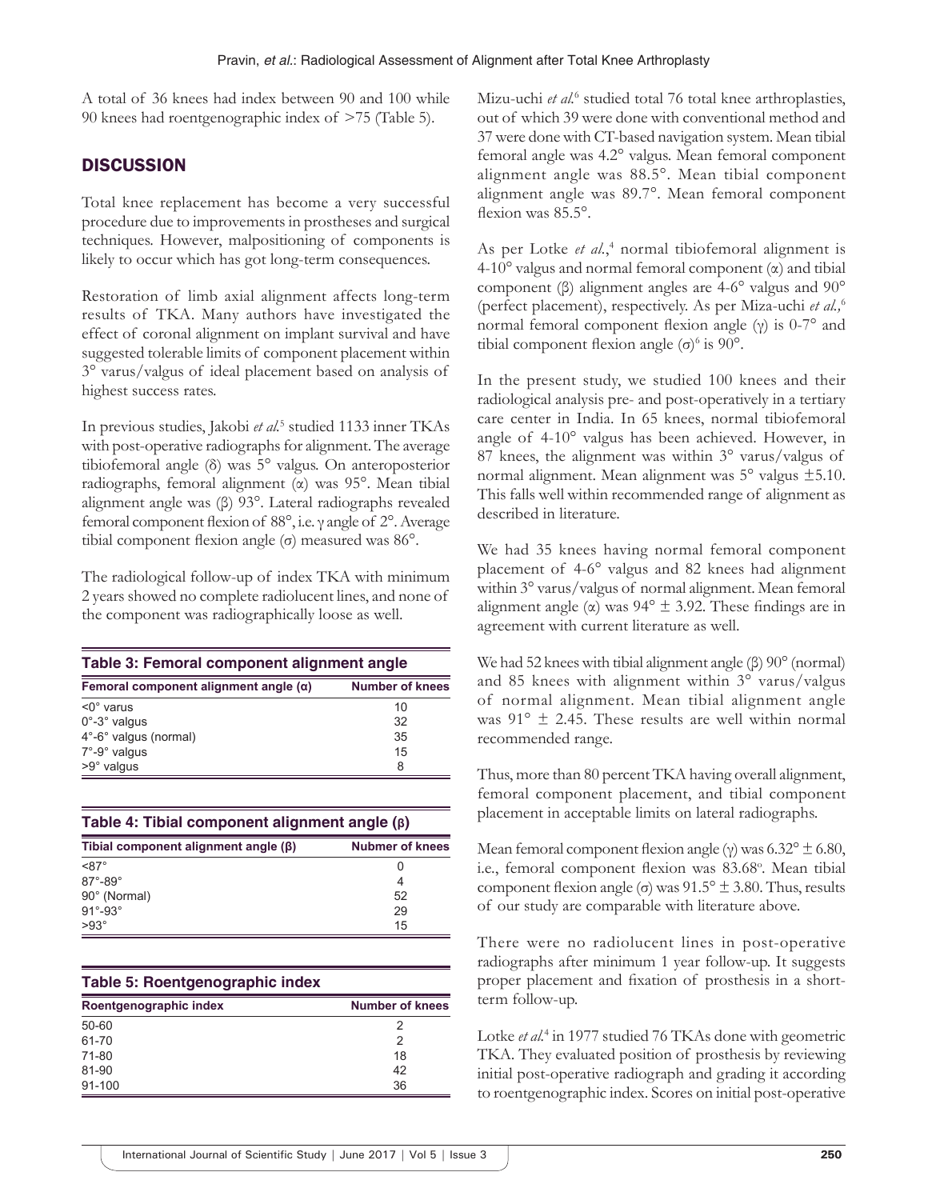A total of 36 knees had index between 90 and 100 while 90 knees had roentgenographic index of >75 (Table 5).

## DISCUSSION

Total knee replacement has become a very successful procedure due to improvements in prostheses and surgical techniques. However, malpositioning of components is likely to occur which has got long-term consequences.

Restoration of limb axial alignment affects long-term results of TKA. Many authors have investigated the effect of coronal alignment on implant survival and have suggested tolerable limits of component placement within 3° varus/valgus of ideal placement based on analysis of highest success rates.

In previous studies, Jakobi *et al.*[5] studied 1133 inner TKAs with post-operative radiographs for alignment. The average tibiofemoral angle (δ) was 5° valgus. On anteroposterior radiographs, femoral alignment (α) was 95°. Mean tibial alignment angle was (β) 93°. Lateral radiographs revealed femoral component flexion of 88°, i.e. γ angle of 2°. Average tibial component flexion angle (σ) measured was 86°.

The radiological follow-up of index TKA with minimum 2 years showed no complete radiolucent lines, and none of the component was radiographically loose as well.

**Table 3: Femoral component alignment angle**

| Femoral component alignment angle (α) | Number of knees |
|---|---|
| <0° varus | 10 |
| 0°-3° valgus | 32 |
| 4°-6° valgus (normal) | 35 |
| 7°-9° valgus | 15 |
| >9° valgus | 8 |

**Table 4: Tibial component alignment angle (β)**

| Tibial component alignment angle (β) | Nubmer of knees |
|---|---|
| <87° | 0 |
| 87°-89° | 4 |
| 90° (Normal) | 52 |
| 91°-93° | 29 |
| >93° | 15 |

**Table 5: Roentgenographic index**

| Roentgenographic index | Number of knees |
|---|---|
| 50-60 | 2 |
| 61-70 | 2 |
| 71-80 | 18 |
| 81-90 | 42 |
| 91-100 | 36 |

Mizu-uchi *et al.*[6] studied total 76 total knee arthroplasties, out of which 39 were done with conventional method and 37 were done with CT-based navigation system. Mean tibial femoral angle was 4.2° valgus. Mean femoral component alignment angle was 88.5°. Mean tibial component alignment angle was 89.7°. Mean femoral component flexion was 85.5°.

As per Lotke *et al.*,[4] normal tibiofemoral alignment is 4-10° valgus and normal femoral component (α) and tibial component (β) alignment angles are 4-6° valgus and 90° (perfect placement), respectively. As per Miza-uchi *et al.*,[6] normal femoral component flexion angle (γ) is 0-7° and tibial component flexion angle (σ)[6] is 90°.

In the present study, we studied 100 knees and their radiological analysis pre- and post-operatively in a tertiary care center in India. In 65 knees, normal tibiofemoral angle of 4-10° valgus has been achieved. However, in 87 knees, the alignment was within 3° varus/valgus of normal alignment. Mean alignment was 5° valgus ±5.10. This falls well within recommended range of alignment as described in literature.

We had 35 knees having normal femoral component placement of 4-6° valgus and 82 knees had alignment within 3° varus/valgus of normal alignment. Mean femoral alignment angle (α) was 94° ± 3.92. These findings are in agreement with current literature as well.

We had 52 knees with tibial alignment angle (β) 90° (normal) and 85 knees with alignment within 3° varus/valgus of normal alignment. Mean tibial alignment angle was 91° ± 2.45. These results are well within normal recommended range.

Thus, more than 80 percent TKA having overall alignment, femoral component placement, and tibial component placement in acceptable limits on lateral radiographs.

Mean femoral component flexion angle (γ) was 6.32° ± 6.80, i.e., femoral component flexion was 83.68°. Mean tibial component flexion angle (σ) was 91.5° ± 3.80. Thus, results of our study are comparable with literature above.

There were no radiolucent lines in post-operative radiographs after minimum 1 year follow-up. It suggests proper placement and fixation of prosthesis in a short-term follow-up.

Lotke *et al.*[4] in 1977 studied 76 TKAs done with geometric TKA. They evaluated position of prosthesis by reviewing initial post-operative radiograph and grading it according to roentgenographic index. Scores on initial post-operative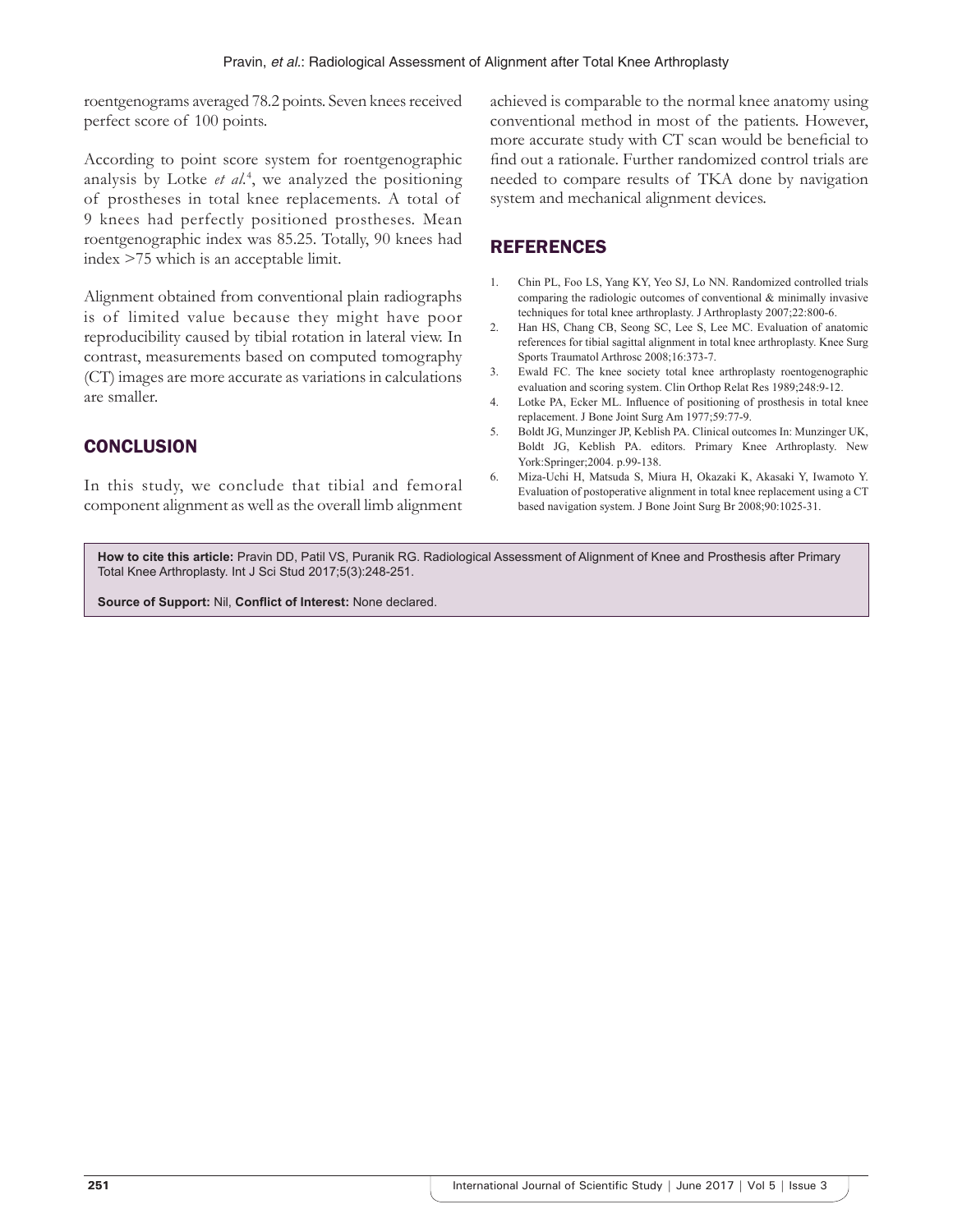roentgenograms averaged 78.2 points. Seven knees received perfect score of 100 points.

According to point score system for roentgenographic analysis by Lotke *et al*.[4], we analyzed the positioning of prostheses in total knee replacements. A total of 9 knees had perfectly positioned prostheses. Mean roentgenographic index was 85.25. Totally, 90 knees had index >75 which is an acceptable limit.

Alignment obtained from conventional plain radiographs is of limited value because they might have poor reproducibility caused by tibial rotation in lateral view. In contrast, measurements based on computed tomography (CT) images are more accurate as variations in calculations are smaller.

## CONCLUSION

In this study, we conclude that tibial and femoral component alignment as well as the overall limb alignment achieved is comparable to the normal knee anatomy using conventional method in most of the patients. However, more accurate study with CT scan would be beneficial to find out a rationale. Further randomized control trials are needed to compare results of TKA done by navigation system and mechanical alignment devices.

## REFERENCES

1. Chin PL, Foo LS, Yang KY, Yeo SJ, Lo NN. Randomized controlled trials comparing the radiologic outcomes of conventional & minimally invasive techniques for total knee arthroplasty. J Arthroplasty 2007;22:800-6.
2. Han HS, Chang CB, Seong SC, Lee S, Lee MC. Evaluation of anatomic references for tibial sagittal alignment in total knee arthroplasty. Knee Surg Sports Traumatol Arthrosc 2008;16:373-7.
3. Ewald FC. The knee society total knee arthroplasty roentogenographic evaluation and scoring system. Clin Orthop Relat Res 1989;248:9-12.
4. Lotke PA, Ecker ML. Influence of positioning of prosthesis in total knee replacement. J Bone Joint Surg Am 1977;59:77-9.
5. Boldt JG, Munzinger JP, Keblish PA. Clinical outcomes In: Munzinger UK, Boldt JG, Keblish PA. editors. Primary Knee Arthroplasty. New York:Springer;2004. p.99-138.
6. Miza-Uchi H, Matsuda S, Miura H, Okazaki K, Akasaki Y, Iwamoto Y. Evaluation of postoperative alignment in total knee replacement using a CT based navigation system. J Bone Joint Surg Br 2008;90:1025-31.

**How to cite this article:** Pravin DD, Patil VS, Puranik RG. Radiological Assessment of Alignment of Knee and Prosthesis after Primary Total Knee Arthroplasty. Int J Sci Stud 2017;5(3):248-251.

**Source of Support:** Nil, **Conflict of Interest:** None declared.